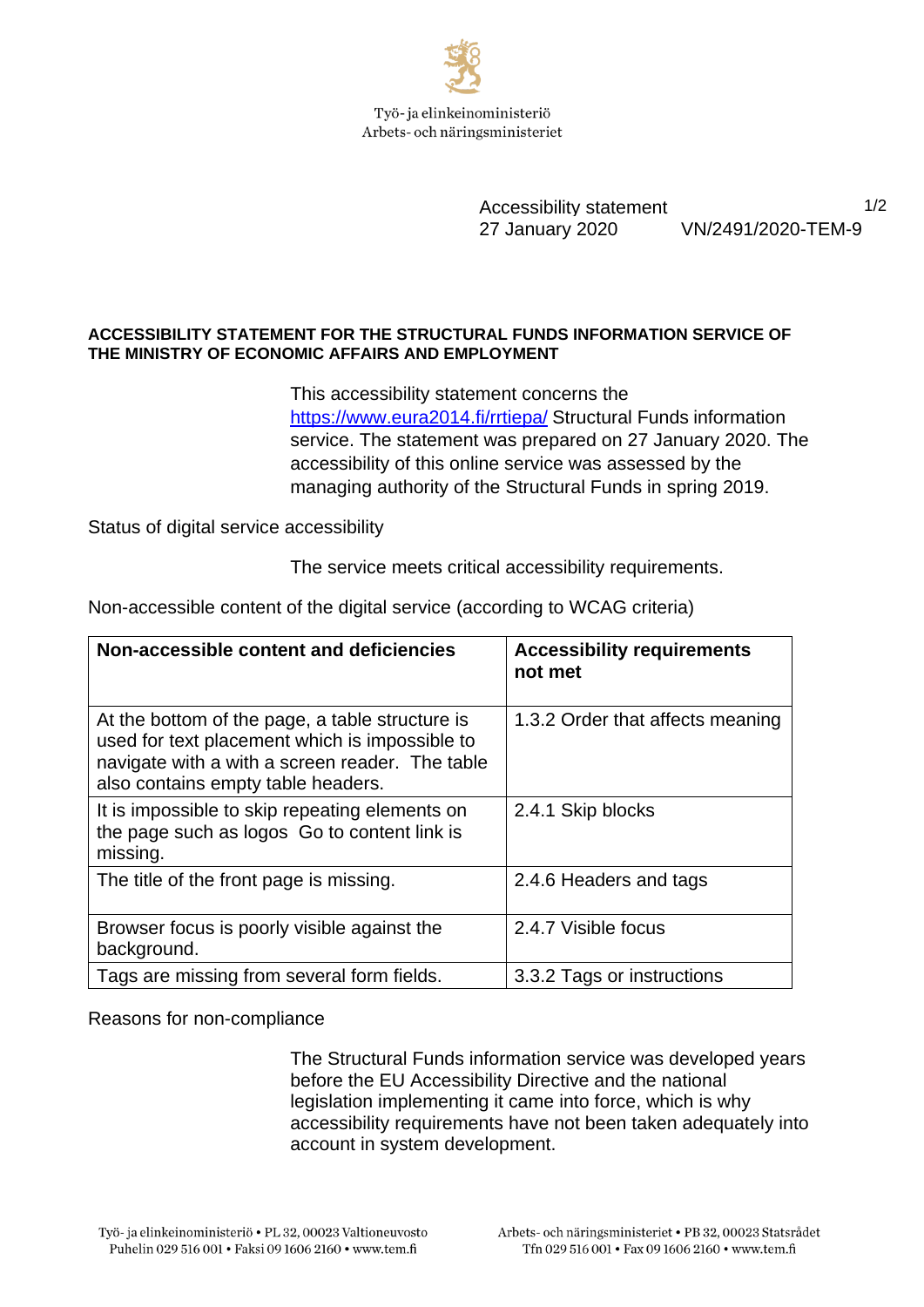Työ- ja elinkeinoministeriö
Arbets- och näringsministeriet

Accessibility statement
27 January 2020 VN/2491/2020-TEM-9

## ACCESSIBILITY STATEMENT FOR THE STRUCTURAL FUNDS INFORMATION SERVICE OF THE MINISTRY OF ECONOMIC AFFAIRS AND EMPLOYMENT

This accessibility statement concerns the https://www.eura2014.fi/rrtiepa/ Structural Funds information service. The statement was prepared on 27 January 2020. The accessibility of this online service was assessed by the managing authority of the Structural Funds in spring 2019.

Status of digital service accessibility

The service meets critical accessibility requirements.

Non-accessible content of the digital service (according to WCAG criteria)

| Non-accessible content and deficiencies | Accessibility requirements not met |
|---|---|
| At the bottom of the page, a table structure is used for text placement which is impossible to navigate with a with a screen reader. The table also contains empty table headers. | 1.3.2 Order that affects meaning |
| It is impossible to skip repeating elements on the page such as logos Go to content link is missing. | 2.4.1 Skip blocks |
| The title of the front page is missing. | 2.4.6 Headers and tags |
| Browser focus is poorly visible against the background. | 2.4.7 Visible focus |
| Tags are missing from several form fields. | 3.3.2 Tags or instructions |

Reasons for non-compliance

The Structural Funds information service was developed years before the EU Accessibility Directive and the national legislation implementing it came into force, which is why accessibility requirements have not been taken adequately into account in system development.

Työ- ja elinkeinoministeriö • PL 32, 00023 Valtioneuvosto
Puhelin 029 516 001 • Faksi 09 1606 2160 • www.tem.fi

Arbets- och näringsministeriet • PB 32, 00023 Statsrådet
Tfn 029 516 001 • Fax 09 1606 2160 • www.tem.fi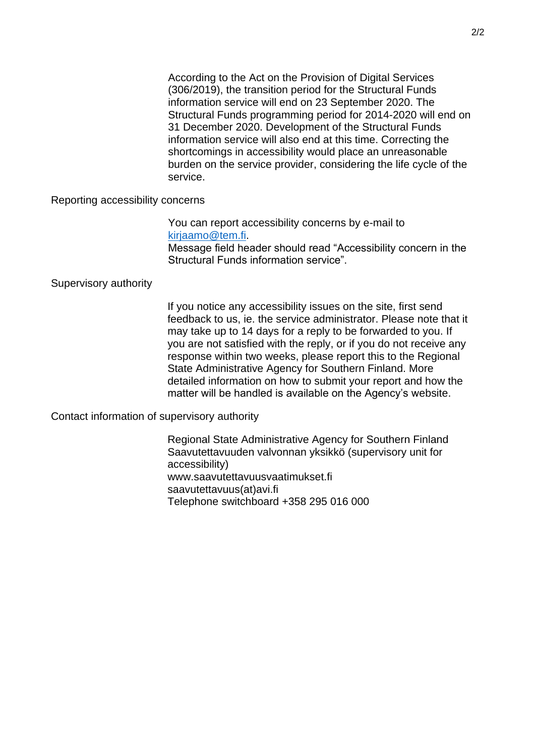According to the Act on the Provision of Digital Services (306/2019), the transition period for the Structural Funds information service will end on 23 September 2020. The Structural Funds programming period for 2014-2020 will end on 31 December 2020. Development of the Structural Funds information service will also end at this time. Correcting the shortcomings in accessibility would place an unreasonable burden on the service provider, considering the life cycle of the service.

## Reporting accessibility concerns

You can report accessibility concerns by e-mail to kirjaamo@tem.fi.
Message field header should read "Accessibility concern in the Structural Funds information service".

## Supervisory authority

If you notice any accessibility issues on the site, first send feedback to us, ie. the service administrator. Please note that it may take up to 14 days for a reply to be forwarded to you. If you are not satisfied with the reply, or if you do not receive any response within two weeks, please report this to the Regional State Administrative Agency for Southern Finland. More detailed information on how to submit your report and how the matter will be handled is available on the Agency's website.

## Contact information of supervisory authority

Regional State Administrative Agency for Southern Finland
Saavutettavuuden valvonnan yksikkö (supervisory unit for accessibility)
www.saavutettavuusvaatimukset.fi
saavutettavuus(at)avi.fi
Telephone switchboard +358 295 016 000